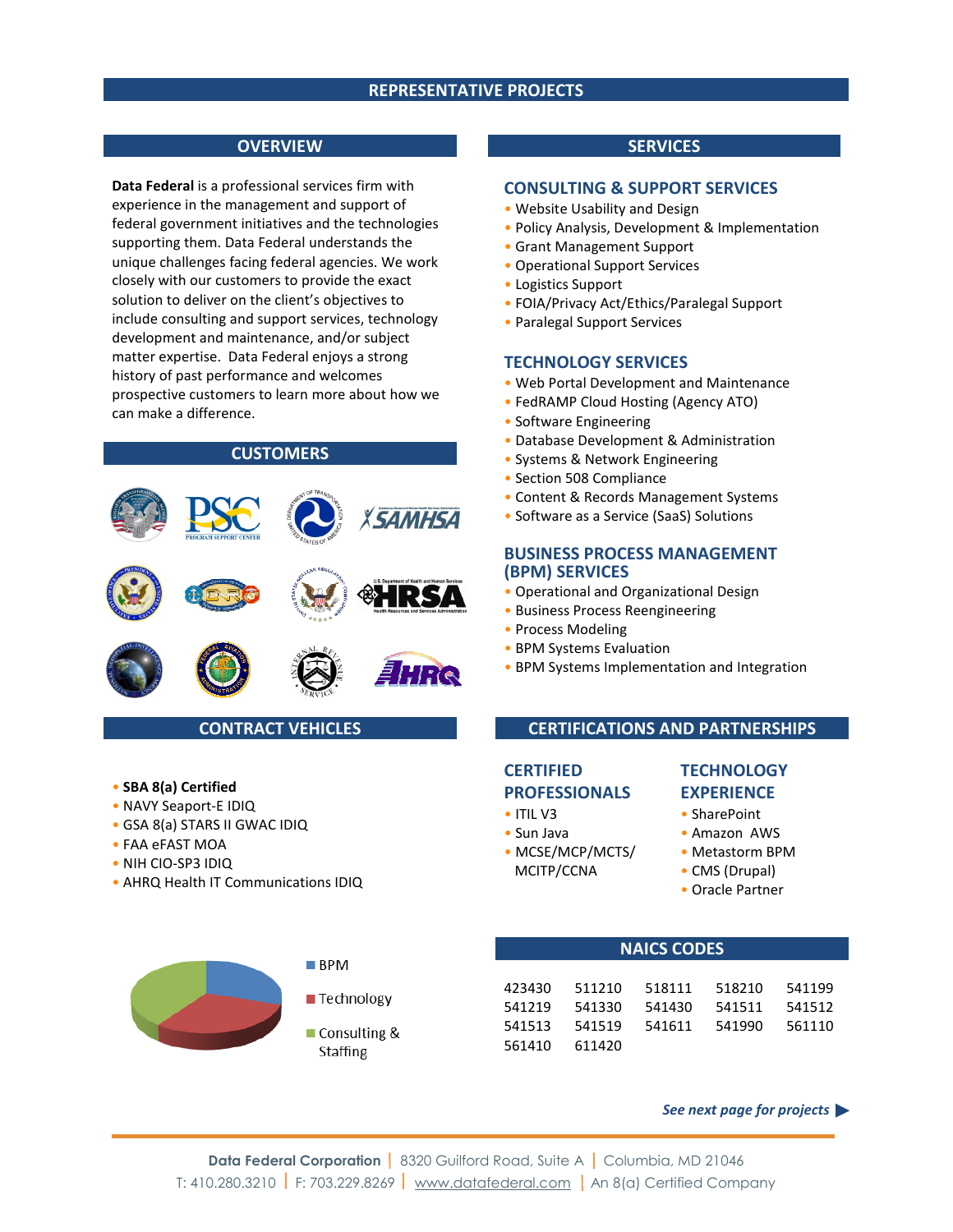# REPRESENTATIVE PROJECTS

## OVERVIEW

**Data Federal** is a professional services firm with experience in the management and support of federal government initiatives and the technologies supporting them. Data Federal understands the unique challenges facing federal agencies. We work closely with our customers to provide the exact solution to deliver on the client's objectives to include consulting and support services, technology development and maintenance, and/or subject matter expertise. Data Federal enjoys a strong history of past performance and welcomes prospective customers to learn more about how we can make a difference.

## CUSTOMERS

## SERVICES

### CONSULTING & SUPPORT SERVICES

- Website Usability and Design
- Policy Analysis, Development & Implementation
- Grant Management Support
- Operational Support Services
- Logistics Support
- FOIA/Privacy Act/Ethics/Paralegal Support
- Paralegal Support Services

### TECHNOLOGY SERVICES

- Web Portal Development and Maintenance
- FedRAMP Cloud Hosting (Agency ATO)
- Software Engineering
- Database Development & Administration
- Systems & Network Engineering
- Section 508 Compliance
- Content & Records Management Systems
- Software as a Service (SaaS) Solutions

### BUSINESS PROCESS MANAGEMENT (BPM) SERVICES

- Operational and Organizational Design
- Business Process Reengineering
- Process Modeling
- BPM Systems Evaluation
- BPM Systems Implementation and Integration

## CONTRACT VEHICLES

- **SBA 8(a) Certified**
- NAVY Seaport-E IDIQ
- GSA 8(a) STARS II GWAC IDIQ
- FAA eFAST MOA
- NIH CIO-SP3 IDIQ
- AHRQ Health IT Communications IDIQ

## CERTIFICATIONS AND PARTNERSHIPS

### CERTIFIED PROFESSIONALS

- ITIL V3
- Sun Java
- MCSE/MCP/MCTS/MCITP/CCNA

### TECHNOLOGY EXPERIENCE

- SharePoint
- Amazon AWS
- Metastorm BPM
- CMS (Drupal)
- Oracle Partner

- BPM
- Technology
- Consulting & Staffing

## NAICS CODES

| | | | | |
|---|---|---|---|---|
| 423430 | 511210 | 518111 | 518210 | 541199 |
| 541219 | 541330 | 541430 | 541511 | 541512 |
| 541513 | 541519 | 541611 | 541990 | 561110 |
| 561410 | 611420 | | | |

***See next page for projects ▶***

**Data Federal Corporation** | 8320 Guilford Road, Suite A | Columbia, MD 21046
T: 410.280.3210 | F: 703.229.8269 | www.datafederal.com | An 8(a) Certified Company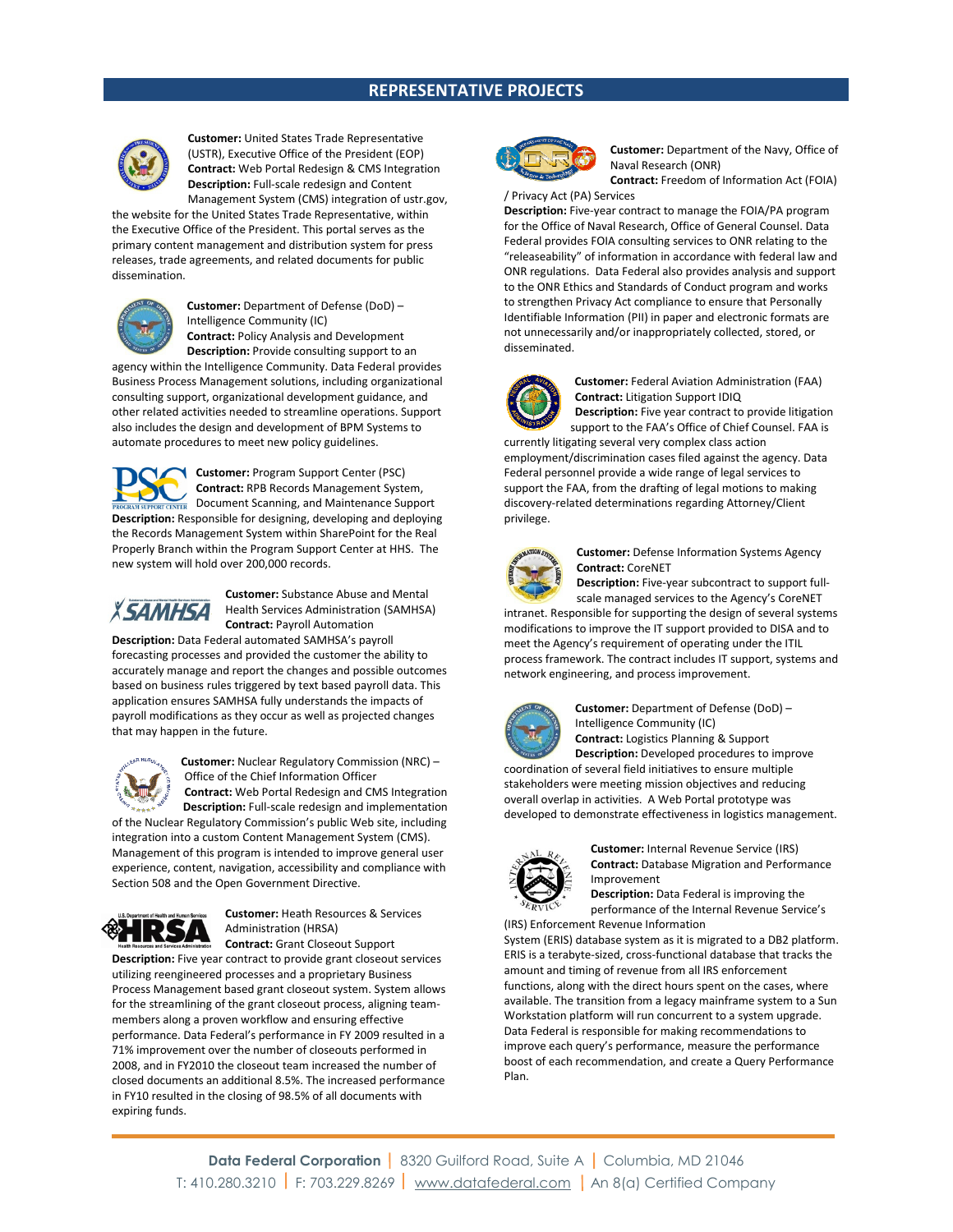## REPRESENTATIVE PROJECTS

**Customer:** United States Trade Representative (USTR), Executive Office of the President (EOP)
**Contract:** Web Portal Redesign & CMS Integration
**Description:** Full-scale redesign and Content Management System (CMS) integration of ustr.gov, the website for the United States Trade Representative, within the Executive Office of the President. This portal serves as the primary content management and distribution system for press releases, trade agreements, and related documents for public dissemination.

**Customer:** Department of Defense (DoD) – Intelligence Community (IC)
**Contract:** Policy Analysis and Development
**Description:** Provide consulting support to an agency within the Intelligence Community. Data Federal provides Business Process Management solutions, including organizational consulting support, organizational development guidance, and other related activities needed to streamline operations. Support also includes the design and development of BPM Systems to automate procedures to meet new policy guidelines.

**Customer:** Program Support Center (PSC)
**Contract:** RPB Records Management System, Document Scanning, and Maintenance Support
**Description:** Responsible for designing, developing and deploying the Records Management System within SharePoint for the Real Properly Branch within the Program Support Center at HHS. The new system will hold over 200,000 records.

**Customer:** Substance Abuse and Mental Health Services Administration (SAMHSA)
**Contract:** Payroll Automation
**Description:** Data Federal automated SAMHSA's payroll forecasting processes and provided the customer the ability to accurately manage and report the changes and possible outcomes based on business rules triggered by text based payroll data. This application ensures SAMHSA fully understands the impacts of payroll modifications as they occur as well as projected changes that may happen in the future.

**Customer:** Nuclear Regulatory Commission (NRC) – Office of the Chief Information Officer
**Contract:** Web Portal Redesign and CMS Integration
**Description:** Full-scale redesign and implementation of the Nuclear Regulatory Commission's public Web site, including integration into a custom Content Management System (CMS). Management of this program is intended to improve general user experience, content, navigation, accessibility and compliance with Section 508 and the Open Government Directive.

**Customer:** Heath Resources & Services Administration (HRSA)
**Contract:** Grant Closeout Support
**Description:** Five year contract to provide grant closeout services utilizing reengineered processes and a proprietary Business Process Management based grant closeout system. System allows for the streamlining of the grant closeout process, aligning team-members along a proven workflow and ensuring effective performance. Data Federal's performance in FY 2009 resulted in a 71% improvement over the number of closeouts performed in 2008, and in FY2010 the closeout team increased the number of closed documents an additional 8.5%. The increased performance in FY10 resulted in the closing of 98.5% of all documents with expiring funds.

**Customer:** Department of the Navy, Office of Naval Research (ONR)
**Contract:** Freedom of Information Act (FOIA) / Privacy Act (PA) Services
**Description:** Five-year contract to manage the FOIA/PA program for the Office of Naval Research, Office of General Counsel. Data Federal provides FOIA consulting services to ONR relating to the "releaseability" of information in accordance with federal law and ONR regulations. Data Federal also provides analysis and support to the ONR Ethics and Standards of Conduct program and works to strengthen Privacy Act compliance to ensure that Personally Identifiable Information (PII) in paper and electronic formats are not unnecessarily and/or inappropriately collected, stored, or disseminated.

**Customer:** Federal Aviation Administration (FAA)
**Contract:** Litigation Support IDIQ
**Description:** Five year contract to provide litigation support to the FAA's Office of Chief Counsel. FAA is currently litigating several very complex class action employment/discrimination cases filed against the agency. Data Federal personnel provide a wide range of legal services to support the FAA, from the drafting of legal motions to making discovery-related determinations regarding Attorney/Client privilege.

**Customer:** Defense Information Systems Agency
**Contract:** CoreNET
**Description:** Five-year subcontract to support full-scale managed services to the Agency's CoreNET intranet. Responsible for supporting the design of several systems modifications to improve the IT support provided to DISA and to meet the Agency's requirement of operating under the ITIL process framework. The contract includes IT support, systems and network engineering, and process improvement.

**Customer:** Department of Defense (DoD) – Intelligence Community (IC)
**Contract:** Logistics Planning & Support
**Description:** Developed procedures to improve coordination of several field initiatives to ensure multiple stakeholders were meeting mission objectives and reducing overall overlap in activities. A Web Portal prototype was developed to demonstrate effectiveness in logistics management.

**Customer:** Internal Revenue Service (IRS)
**Contract:** Database Migration and Performance Improvement
**Description:** Data Federal is improving the performance of the Internal Revenue Service's (IRS) Enforcement Revenue Information System (ERIS) database system as it is migrated to a DB2 platform. ERIS is a terabyte-sized, cross-functional database that tracks the amount and timing of revenue from all IRS enforcement functions, along with the direct hours spent on the cases, where available. The transition from a legacy mainframe system to a Sun Workstation platform will run concurrent to a system upgrade. Data Federal is responsible for making recommendations to improve each query's performance, measure the performance boost of each recommendation, and create a Query Performance Plan.

**Data Federal Corporation** | 8320 Guilford Road, Suite A | Columbia, MD 21046
T: 410.280.3210 | F: 703.229.8269 | www.datafederal.com | An 8(a) Certified Company